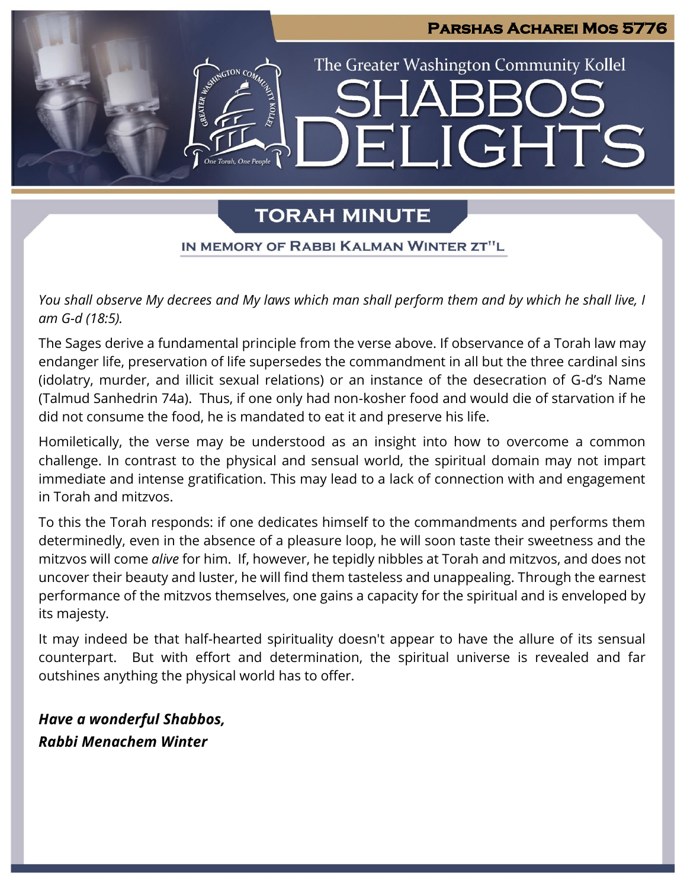Parshas Acharei Mos 5776

The Greater Washington Community Kollel

# Shabbos Delights

## Torah Minute

### In Memory of Rabbi Kalman Winter zt"l

*You shall observe My decrees and My laws which man shall perform them and by which he shall live, I am G-d (18:5).*

The Sages derive a fundamental principle from the verse above. If observance of a Torah law may endanger life, preservation of life supersedes the commandment in all but the three cardinal sins (idolatry, murder, and illicit sexual relations) or an instance of the desecration of G-d's Name (Talmud Sanhedrin 74a). Thus, if one only had non-kosher food and would die of starvation if he did not consume the food, he is mandated to eat it and preserve his life.

Homiletically, the verse may be understood as an insight into how to overcome a common challenge. In contrast to the physical and sensual world, the spiritual domain may not impart immediate and intense gratification. This may lead to a lack of connection with and engagement in Torah and mitzvos.

To this the Torah responds: if one dedicates himself to the commandments and performs them determinedly, even in the absence of a pleasure loop, he will soon taste their sweetness and the mitzvos will come *alive* for him. If, however, he tepidly nibbles at Torah and mitzvos, and does not uncover their beauty and luster, he will find them tasteless and unappealing. Through the earnest performance of the mitzvos themselves, one gains a capacity for the spiritual and is enveloped by its majesty.

It may indeed be that half-hearted spirituality doesn't appear to have the allure of its sensual counterpart. But with effort and determination, the spiritual universe is revealed and far outshines anything the physical world has to offer.

***Have a wonderful Shabbos,***
***Rabbi Menachem Winter***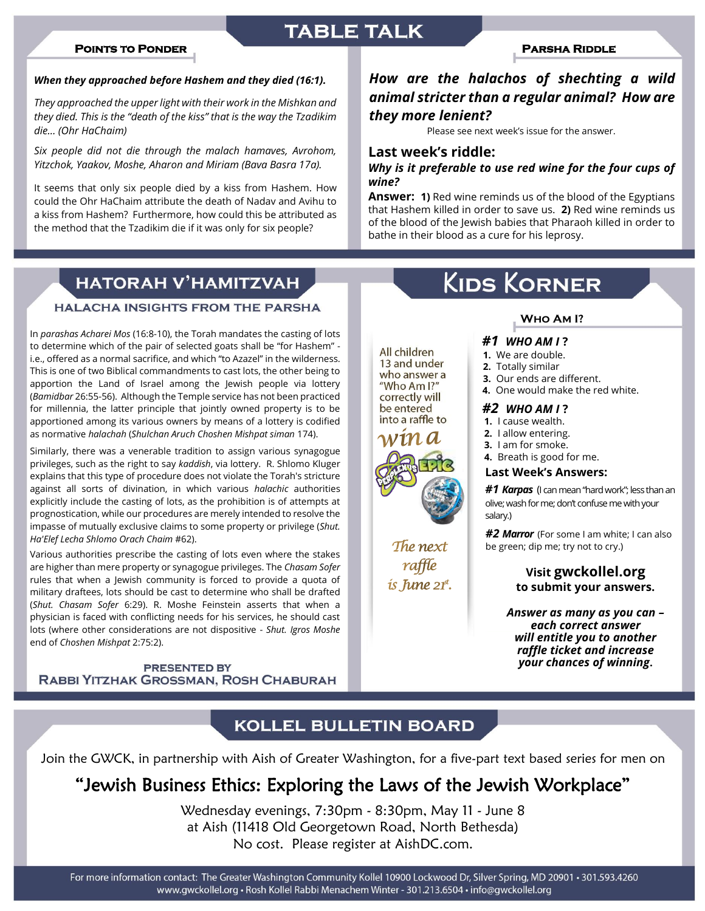# TABLE TALK

## Points to Ponder

***When they approached before Hashem and they died (16:1).***

*They approached the upper light with their work in the Mishkan and they died. This is the "death of the kiss" that is the way the Tzadikim die... (Ohr HaChaim)*

*Six people did not die through the malach hamaves, Avrohom, Yitzchok, Yaakov, Moshe, Aharon and Miriam (Bava Basra 17a).*

It seems that only six people died by a kiss from Hashem. How could the Ohr HaChaim attribute the death of Nadav and Avihu to a kiss from Hashem? Furthermore, how could this be attributed as the method that the Tzadikim die if it was only for six people?

## Parsha Riddle

***How are the halachos of shechting a wild animal stricter than a regular animal? How are they more lenient?***

Please see next week's issue for the answer.

### Last week's riddle:

***Why is it preferable to use red wine for the four cups of wine?***

**Answer:** **1)** Red wine reminds us of the blood of the Egyptians that Hashem killed in order to save us. **2)** Red wine reminds us of the blood of the Jewish babies that Pharaoh killed in order to bathe in their blood as a cure for his leprosy.

# HATORAH V'HAMITZVAH

## HALACHA INSIGHTS FROM THE PARSHA

In *parashas Acharei Mos* (16:8-10), the Torah mandates the casting of lots to determine which of the pair of selected goats shall be "for Hashem" - i.e., offered as a normal sacrifice, and which "to Azazel" in the wilderness. This is one of two Biblical commandments to cast lots, the other being to apportion the Land of Israel among the Jewish people via lottery (*Bamidbar* 26:55-56). Although the Temple service has not been practiced for millennia, the latter principle that jointly owned property is to be apportioned among its various owners by means of a lottery is codified as normative *halachah* (*Shulchan Aruch Choshen Mishpat siman* 174).

Similarly, there was a venerable tradition to assign various synagogue privileges, such as the right to say *kaddish*, via lottery. R. Shlomo Kluger explains that this type of procedure does not violate the Torah's stricture against all sorts of divination, in which various *halachic* authorities explicitly include the casting of lots, as the prohibition is of attempts at prognostication, while our procedures are merely intended to resolve the impasse of mutually exclusive claims to some property or privilege (*Shut. Ha'Elef Lecha Shlomo Orach Chaim* #62).

Various authorities prescribe the casting of lots even where the stakes are higher than mere property or synagogue privileges. The *Chasam Sofer* rules that when a Jewish community is forced to provide a quota of military draftees, lots should be cast to determine who shall be drafted (*Shut. Chasam Sofer* 6:29). R. Moshe Feinstein asserts that when a physician is faced with conflicting needs for his services, he should cast lots (where other considerations are not dispositive - *Shut. Igros Moshe* end of *Choshen Mishpat* 2:75:2).

**PRESENTED BY**
**RABBI YITZHAK GROSSMAN, ROSH CHABURAH**

# Kids Korner

All children 13 and under who answer a "Who Am I?" correctly will be entered into a raffle to *win a* Perplexus Epic

*The next raffle is June 21st.*

## Who Am I?

### #1 *WHO AM I ?*

1. We are double.
2. Totally similar
3. Our ends are different.
4. One would make the red white.

### #2 *WHO AM I ?*

1. I cause wealth.
2. I allow entering.
3. I am for smoke.
4. Breath is good for me.

### Last Week's Answers:

***#1 Karpas*** (I can mean "hard work"; less than an olive; wash for me; don't confuse me with your salary.)

***#2 Marror*** (For some I am white; I can also be green; dip me; try not to cry.)

**Visit gwckollel.org to submit your answers.**

***Answer as many as you can – each correct answer will entitle you to another raffle ticket and increase your chances of winning.***

# KOLLEL BULLETIN BOARD

Join the GWCK, in partnership with Aish of Greater Washington, for a five-part text based series for men on

## "Jewish Business Ethics: Exploring the Laws of the Jewish Workplace"

Wednesday evenings, 7:30pm - 8:30pm, May 11 - June 8
at Aish (11418 Old Georgetown Road, North Bethesda)
No cost. Please register at AishDC.com.

For more information contact: The Greater Washington Community Kollel 10900 Lockwood Dr, Silver Spring, MD 20901 • 301.593.4260
www.gwckollel.org • Rosh Kollel Rabbi Menachem Winter - 301.213.6504 • info@gwckollel.org